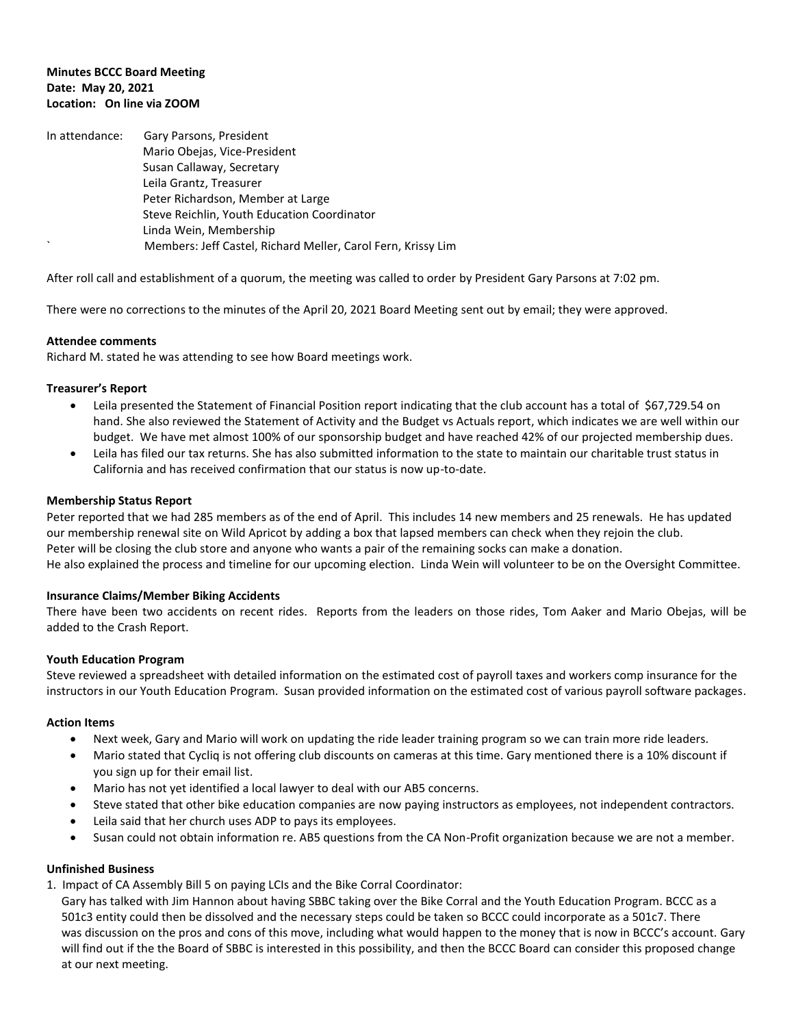**Minutes BCCC Board Meeting**
**Date: May 20, 2021**
**Location: On line via ZOOM**

In attendance: Gary Parsons, President
Mario Obejas, Vice-President
Susan Callaway, Secretary
Leila Grantz, Treasurer
Peter Richardson, Member at Large
Steve Reichlin, Youth Education Coordinator
Linda Wein, Membership
` Members: Jeff Castel, Richard Meller, Carol Fern, Krissy Lim

After roll call and establishment of a quorum, the meeting was called to order by President Gary Parsons at 7:02 pm.

There were no corrections to the minutes of the April 20, 2021 Board Meeting sent out by email; they were approved.

**Attendee comments**

Richard M. stated he was attending to see how Board meetings work.

**Treasurer's Report**

- Leila presented the Statement of Financial Position report indicating that the club account has a total of $67,729.54 on hand. She also reviewed the Statement of Activity and the Budget vs Actuals report, which indicates we are well within our budget. We have met almost 100% of our sponsorship budget and have reached 42% of our projected membership dues.
- Leila has filed our tax returns. She has also submitted information to the state to maintain our charitable trust status in California and has received confirmation that our status is now up-to-date.

**Membership Status Report**

Peter reported that we had 285 members as of the end of April. This includes 14 new members and 25 renewals. He has updated our membership renewal site on Wild Apricot by adding a box that lapsed members can check when they rejoin the club.
Peter will be closing the club store and anyone who wants a pair of the remaining socks can make a donation.
He also explained the process and timeline for our upcoming election. Linda Wein will volunteer to be on the Oversight Committee.

**Insurance Claims/Member Biking Accidents**

There have been two accidents on recent rides. Reports from the leaders on those rides, Tom Aaker and Mario Obejas, will be added to the Crash Report.

**Youth Education Program**

Steve reviewed a spreadsheet with detailed information on the estimated cost of payroll taxes and workers comp insurance for the instructors in our Youth Education Program. Susan provided information on the estimated cost of various payroll software packages.

**Action Items**

- Next week, Gary and Mario will work on updating the ride leader training program so we can train more ride leaders.
- Mario stated that Cycliq is not offering club discounts on cameras at this time. Gary mentioned there is a 10% discount if you sign up for their email list.
- Mario has not yet identified a local lawyer to deal with our AB5 concerns.
- Steve stated that other bike education companies are now paying instructors as employees, not independent contractors.
- Leila said that her church uses ADP to pays its employees.
- Susan could not obtain information re. AB5 questions from the CA Non-Profit organization because we are not a member.

**Unfinished Business**

1. Impact of CA Assembly Bill 5 on paying LCIs and the Bike Corral Coordinator:
   Gary has talked with Jim Hannon about having SBBC taking over the Bike Corral and the Youth Education Program. BCCC as a 501c3 entity could then be dissolved and the necessary steps could be taken so BCCC could incorporate as a 501c7. There was discussion on the pros and cons of this move, including what would happen to the money that is now in BCCC's account. Gary will find out if the the Board of SBBC is interested in this possibility, and then the BCCC Board can consider this proposed change at our next meeting.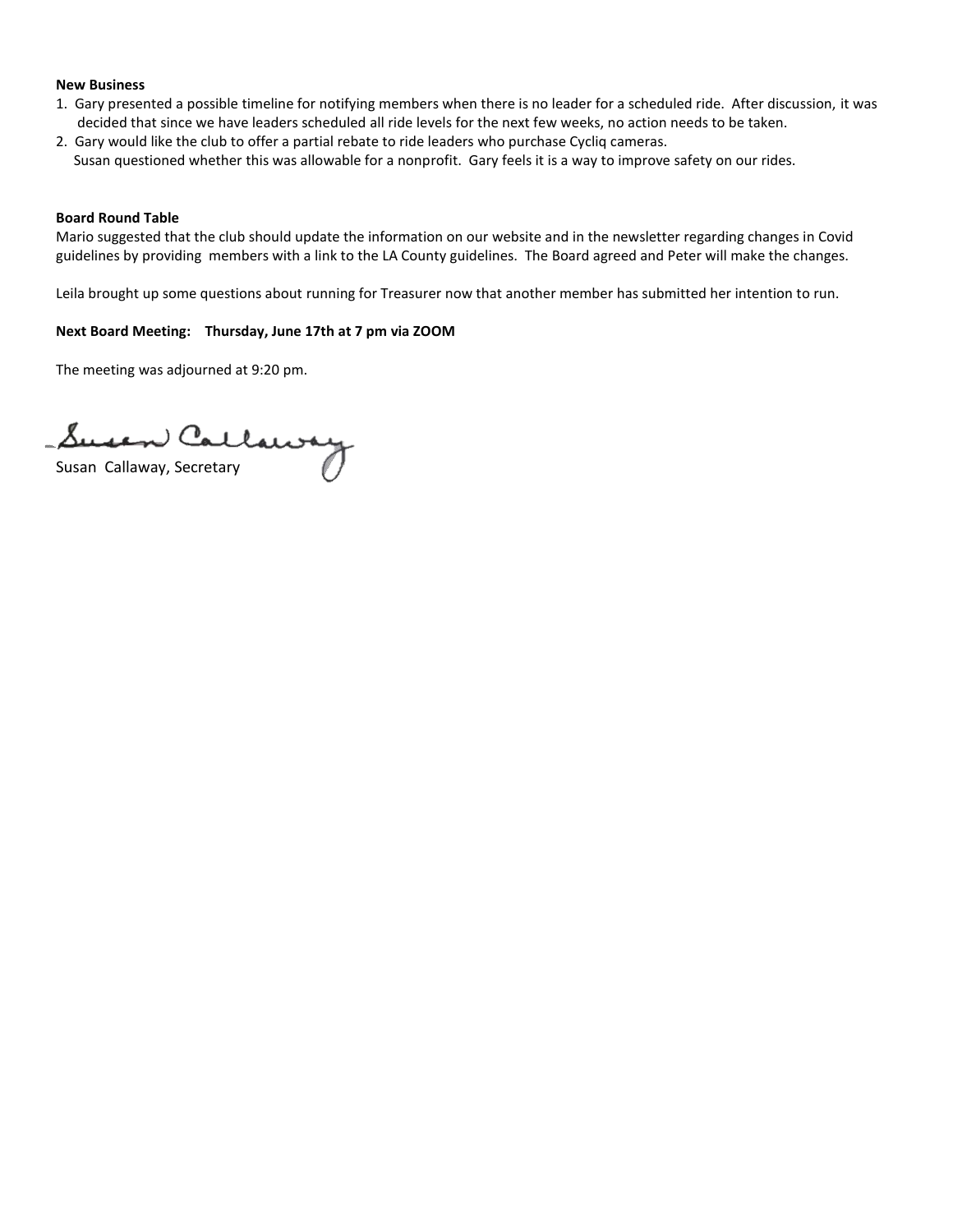**New Business**

1. Gary presented a possible timeline for notifying members when there is no leader for a scheduled ride. After discussion, it was decided that since we have leaders scheduled all ride levels for the next few weeks, no action needs to be taken.
2. Gary would like the club to offer a partial rebate to ride leaders who purchase Cycliq cameras.
   Susan questioned whether this was allowable for a nonprofit. Gary feels it is a way to improve safety on our rides.

**Board Round Table**

Mario suggested that the club should update the information on our website and in the newsletter regarding changes in Covid guidelines by providing members with a link to the LA County guidelines. The Board agreed and Peter will make the changes.

Leila brought up some questions about running for Treasurer now that another member has submitted her intention to run.

**Next Board Meeting: Thursday, June 17th at 7 pm via ZOOM**

The meeting was adjourned at 9:20 pm.

Susan Callaway

Susan Callaway, Secretary